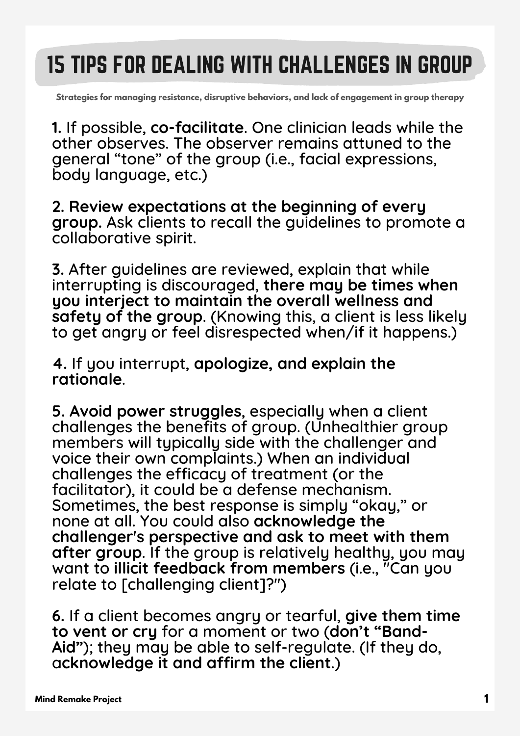# 15 TIPS FOR DEALING WITH CHALLENGES IN GROUP

**Strategies for managing resistance, disruptive behaviors, and lack of engagement in group therapy**

**1.** If possible, **co-facilitate**. One clinician leads while the other observes. The observer remains attuned to the general "tone" of the group (i.e., facial expressions, body language, etc.)

**2. Review expectations at the beginning of every group.** Ask clients to recall the guidelines to promote a collaborative spirit.

**3.** After guidelines are reviewed, explain that while interrupting is discouraged, **there may be times when you interject to maintain the overall wellness and safety of the group**. (Knowing this, a client is less likely to get angry or feel disrespected when/if it happens.)

**4.** If you interrupt, **apologize, and explain the rationale**.

**5. Avoid power struggles**, especially when a client challenges the benefits of group. (Unhealthier group members will typically side with the challenger and voice their own complaints.) When an individual challenges the efficacy of treatment (or the facilitator), it could be a defense mechanism. Sometimes, the best response is simply "okay," or none at all. You could also **acknowledge the challenger's perspective and ask to meet with them after group**. If the group is relatively healthy, you may want to **illicit feedback from members** (i.e., "Can you relate to [challenging client]?")

**6.** If a client becomes angry or tearful, **give them time to vent or cry** for a moment or two (**don't "Band-Aid"**); they may be able to self-regulate. (If they do, a**cknowledge it and affirm the client**.)

Mind Remake Project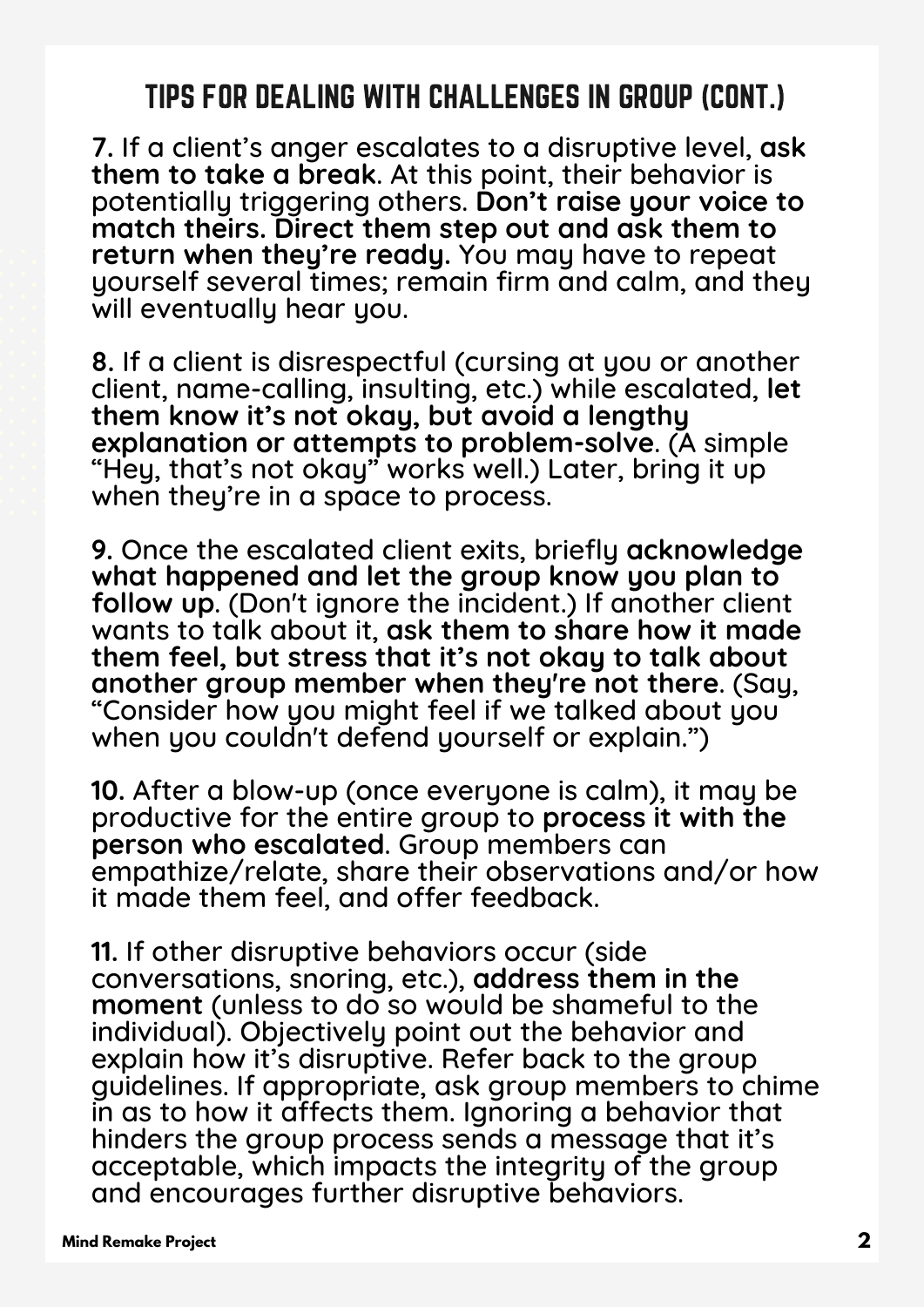# TIPS FOR DEALING WITH CHALLENGES IN GROUP (CONT.)

**7.** If a client's anger escalates to a disruptive level, **ask them to take a break**. At this point, their behavior is potentially triggering others. **Don't raise your voice to match theirs. Direct them step out and ask them to return when they're ready.** You may have to repeat yourself several times; remain firm and calm, and they will eventually hear you.

**8.** If a client is disrespectful (cursing at you or another client, name-calling, insulting, etc.) while escalated, **let them know it's not okay, but avoid a lengthy explanation or attempts to problem-solve**. (A simple "Hey, that's not okay" works well.) Later, bring it up when they're in a space to process.

**9.** Once the escalated client exits, briefly **acknowledge what happened and let the group know you plan to follow up**. (Don't ignore the incident.) If another client wants to talk about it, **ask them to share how it made them feel, but stress that it's not okay to talk about another group member when they're not there**. (Say, "Consider how you might feel if we talked about you when you couldn't defend yourself or explain.")

**10.** After a blow-up (once everyone is calm), it may be productive for the entire group to **process it with the person who escalated**. Group members can empathize/relate, share their observations and/or how it made them feel, and offer feedback.

**11.** If other disruptive behaviors occur (side conversations, snoring, etc.), **address them in the moment** (unless to do so would be shameful to the individual). Objectively point out the behavior and explain how it's disruptive. Refer back to the group guidelines. If appropriate, ask group members to chime in as to how it affects them. Ignoring a behavior that hinders the group process sends a message that it's acceptable, which impacts the integrity of the group and encourages further disruptive behaviors.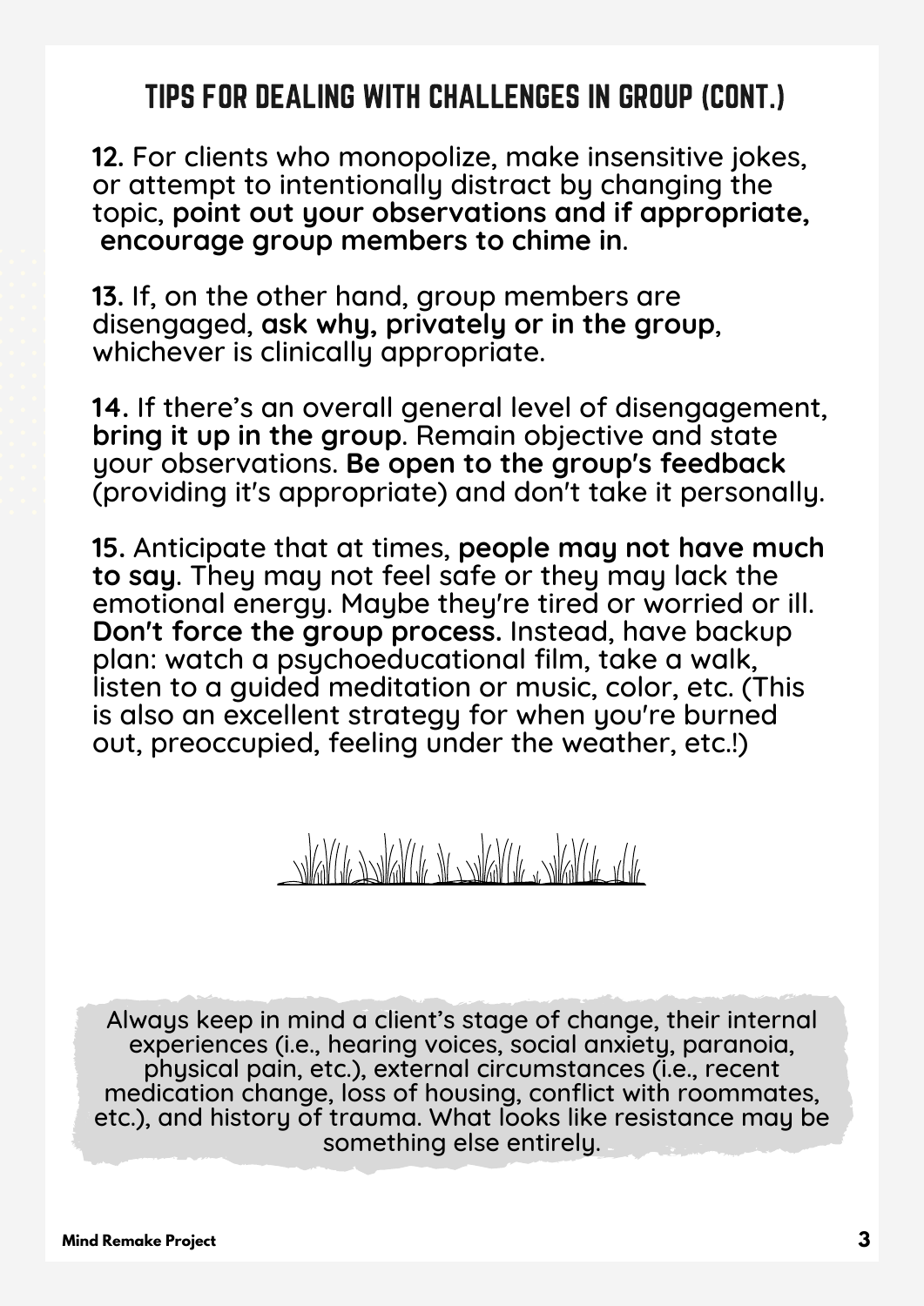## TIPS FOR DEALING WITH CHALLENGES IN GROUP (CONT.)

**12.** For clients who monopolize, make insensitive jokes, or attempt to intentionally distract by changing the topic, **point out your observations and if appropriate, encourage group members to chime in**.

**13.** If, on the other hand, group members are disengaged, **ask why, privately or in the group**, whichever is clinically appropriate.

**14.** If there's an overall general level of disengagement, **bring it up in the group**. Remain objective and state your observations. **Be open to the group's feedback** (providing it's appropriate) and don't take it personally.

**15.** Anticipate that at times, **people may not have much to say**. They may not feel safe or they may lack the emotional energy. Maybe they're tired or worried or ill. **Don't force the group process.** Instead, have backup plan: watch a psychoeducational film, take a walk, listen to a guided meditation or music, color, etc. (This is also an excellent strategy for when you're burned out, preoccupied, feeling under the weather, etc.!)

Always keep in mind a client's stage of change, their internal experiences (i.e., hearing voices, social anxiety, paranoia, physical pain, etc.), external circumstances (i.e., recent medication change, loss of housing, conflict with roommates, etc.), and history of trauma. What looks like resistance may be something else entirely.